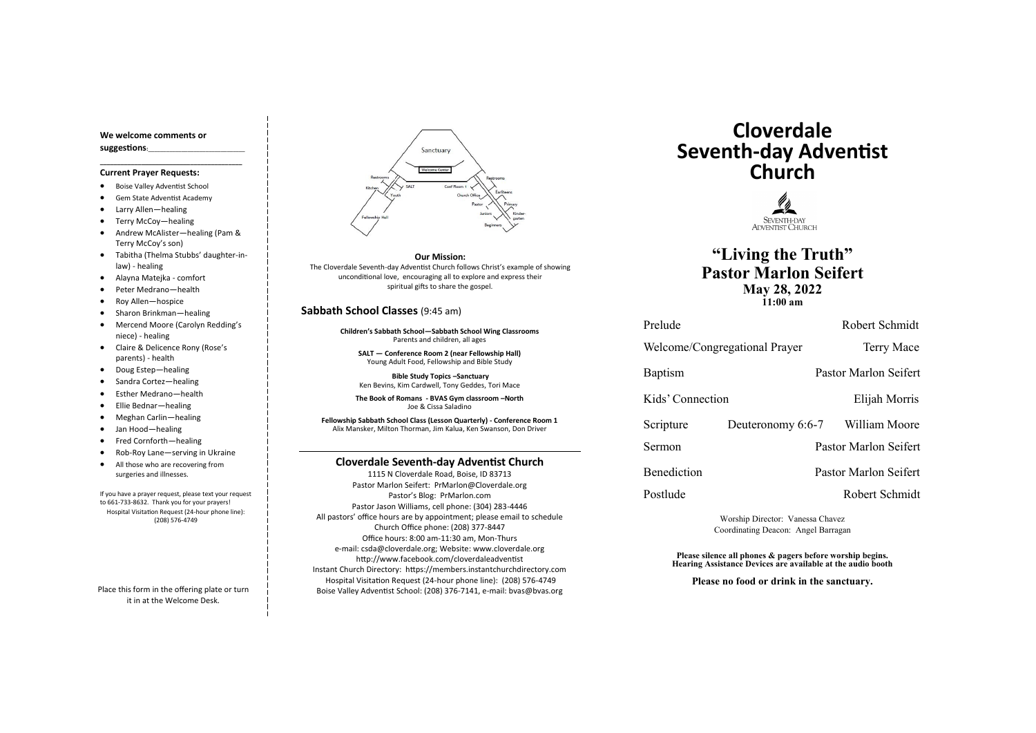**We welcome comments or suggestions**:______________________

______________________________

**Current Prayer Requests:**

- Boise Valley Adventist School
- Gem State Adventist Academy
- Larry Allen—healing
- Terry McCoy—healing
- Andrew McAlister—healing (Pam & Terry McCoy's son)
- Tabitha (Thelma Stubbs' daughter-in-law) - healing
- Alayna Matejka - comfort
- Peter Medrano—health
- Roy Allen—hospice
- Sharon Brinkman—healing
- Mercend Moore (Carolyn Redding's niece) - healing
- Claire & Delicence Rony (Rose's parents) - health
- Doug Estep—healing
- Sandra Cortez—healing
- Esther Medrano—health
- Ellie Bednar—healing
- Meghan Carlin—healing
- Jan Hood—healing
- Fred Cornforth—healing
- Rob-Roy Lane—serving in Ukraine
- All those who are recovering from surgeries and illnesses.

If you have a prayer request, please text your request to 661-733-8632. Thank you for your prayers!
Hospital Visitation Request (24-hour phone line): (208) 576-4749

Place this form in the offering plate or turn it in at the Welcome Desk.

Sanctuary
Welcome Center
Restrooms, Kitchen, SALT, Youth, Fellowship Hall, Conf Room 1, Restrooms, Earliteens, Church Office, Pastor, Primary, Juniors, Kindergarten, Beginners

**Our Mission:**
The Cloverdale Seventh-day Adventist Church follows Christ's example of showing unconditional love, encouraging all to explore and express their spiritual gifts to share the gospel.

## Sabbath School Classes (9:45 am)

**Children's Sabbath School—Sabbath School Wing Classrooms**
Parents and children, all ages

**SALT — Conference Room 2 (near Fellowship Hall)**
Young Adult Food, Fellowship and Bible Study

**Bible Study Topics –Sanctuary**
Ken Bevins, Kim Cardwell, Tony Geddes, Tori Mace

**The Book of Romans - BVAS Gym classroom –North**
Joe & Cissa Saladino

**Fellowship Sabbath School Class (Lesson Quarterly) - Conference Room 1**
Alix Mansker, Milton Thorman, Jim Kalua, Ken Swanson, Don Driver

## Cloverdale Seventh-day Adventist Church

1115 N Cloverdale Road, Boise, ID 83713
Pastor Marlon Seifert: PrMarlon@Cloverdale.org
Pastor's Blog: PrMarlon.com
Pastor Jason Williams, cell phone: (304) 283-4446
All pastors' office hours are by appointment; please email to schedule
Church Office phone: (208) 377-8447
Office hours: 8:00 am-11:30 am, Mon-Thurs
e-mail: csda@cloverdale.org; Website: www.cloverdale.org
http://www.facebook.com/cloverdaleadventist
Instant Church Directory: https://members.instantchurchdirectory.com
Hospital Visitation Request (24-hour phone line): (208) 576-4749
Boise Valley Adventist School: (208) 376-7141, e-mail: bvas@bvas.org

# Cloverdale Seventh-day Adventist Church

Seventh-day Adventist Church

## "Living the Truth"
## Pastor Marlon Seifert
**May 28, 2022**
**11:00 am**

| | | |
|---|---|---|
| Prelude | | Robert Schmidt |
| Welcome/Congregational Prayer | | Terry Mace |
| Baptism | | Pastor Marlon Seifert |
| Kids' Connection | | Elijah Morris |
| Scripture | Deuteronomy 6:6-7 | William Moore |
| Sermon | | Pastor Marlon Seifert |
| Benediction | | Pastor Marlon Seifert |
| Postlude | | Robert Schmidt |

Worship Director: Vanessa Chavez
Coordinating Deacon: Angel Barragan

**Please silence all phones & pagers before worship begins.**
**Hearing Assistance Devices are available at the audio booth**

**Please no food or drink in the sanctuary.**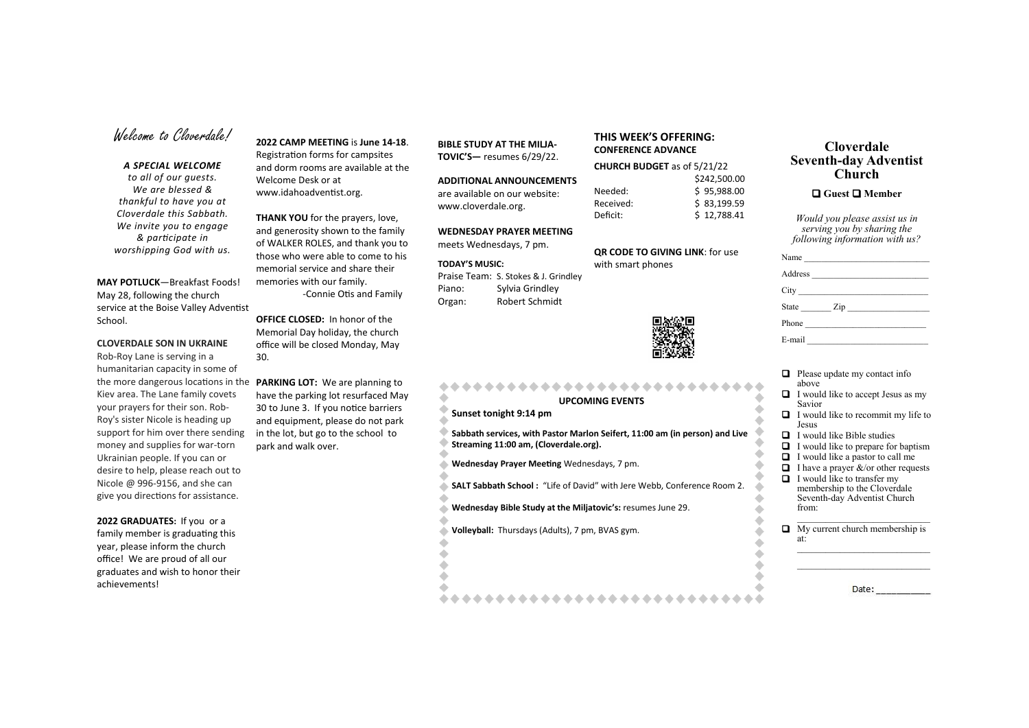# Welcome to Cloverdale!

***A SPECIAL WELCOME***
*to all of our guests. We are blessed & thankful to have you at Cloverdale this Sabbath. We invite you to engage & participate in worshipping God with us.*

**MAY POTLUCK**—Breakfast Foods! May 28, following the church service at the Boise Valley Adventist School.

**CLOVERDALE SON IN UKRAINE**
Rob-Roy Lane is serving in a humanitarian capacity in some of the more dangerous locations in the Kiev area. The Lane family covets your prayers for their son. Rob-Roy's sister Nicole is heading up support for him over there sending money and supplies for war-torn Ukrainian people. If you can or desire to help, please reach out to Nicole @ 996-9156, and she can give you directions for assistance.

**2022 GRADUATES:** If you or a family member is graduating this year, please inform the church office! We are proud of all our graduates and wish to honor their achievements!

**2022 CAMP MEETING** is **June 14-18**. Registration forms for campsites and dorm rooms are available at the Welcome Desk or at www.idahoadventist.org.

**THANK YOU** for the prayers, love, and generosity shown to the family of WALKER ROLES, and thank you to those who were able to come to his memorial service and share their memories with our family.
-Connie Otis and Family

**OFFICE CLOSED:** In honor of the Memorial Day holiday, the church office will be closed Monday, May 30.

**PARKING LOT:** We are planning to have the parking lot resurfaced May 30 to June 3. If you notice barriers and equipment, please do not park in the lot, but go to the school to park and walk over.

**BIBLE STUDY AT THE MILJATOVIC'S—** resumes 6/29/22.

**ADDITIONAL ANNOUNCEMENTS** are available on our website: www.cloverdale.org.

**WEDNESDAY PRAYER MEETING** meets Wednesdays, 7 pm.

**TODAY'S MUSIC:**

| | |
|---|---|
| Praise Team: | S. Stokes & J. Grindley |
| Piano: | Sylvia Grindley |
| Organ: | Robert Schmidt |

## THIS WEEK'S OFFERING:
**CONFERENCE ADVANCE**

**CHURCH BUDGET** as of 5/21/22

| | |
|---|---|
| | $242,500.00 |
| Needed: | $ 95,988.00 |
| Received: | $ 83,199.59 |
| Deficit: | $ 12,788.41 |

**QR CODE TO GIVING LINK**: for use with smart phones

**UPCOMING EVENTS**

**Sunset tonight 9:14 pm**

**Sabbath services, with Pastor Marlon Seifert, 11:00 am (in person) and Live Streaming 11:00 am, (Cloverdale.org).**

**Wednesday Prayer Meeting** Wednesdays, 7 pm.

**SALT Sabbath School :** "Life of David" with Jere Webb, Conference Room 2.

**Wednesday Bible Study at the Miljatovic's:** resumes June 29.

**Volleyball:** Thursdays (Adults), 7 pm, BVAS gym.

## Cloverdale Seventh-day Adventist Church

☐ **Guest** ☐ **Member**

*Would you please assist us in serving you by sharing the following information with us?*

Name ______________________

Address ______________________

City ______________________

State _______ Zip ______________

Phone ______________________

E-mail ______________________

- ☐ Please update my contact info above
- ☐ I would like to accept Jesus as my Savior
- ☐ I would like to recommit my life to Jesus
- ☐ I would like Bible studies
- ☐ I would like to prepare for baptism
- ☐ I would like a pastor to call me
- ☐ I have a prayer &/or other requests
- ☐ I would like to transfer my membership to the Cloverdale Seventh-day Adventist Church from: ______________________
- ☐ My current church membership is at: ______________________

Date: __________